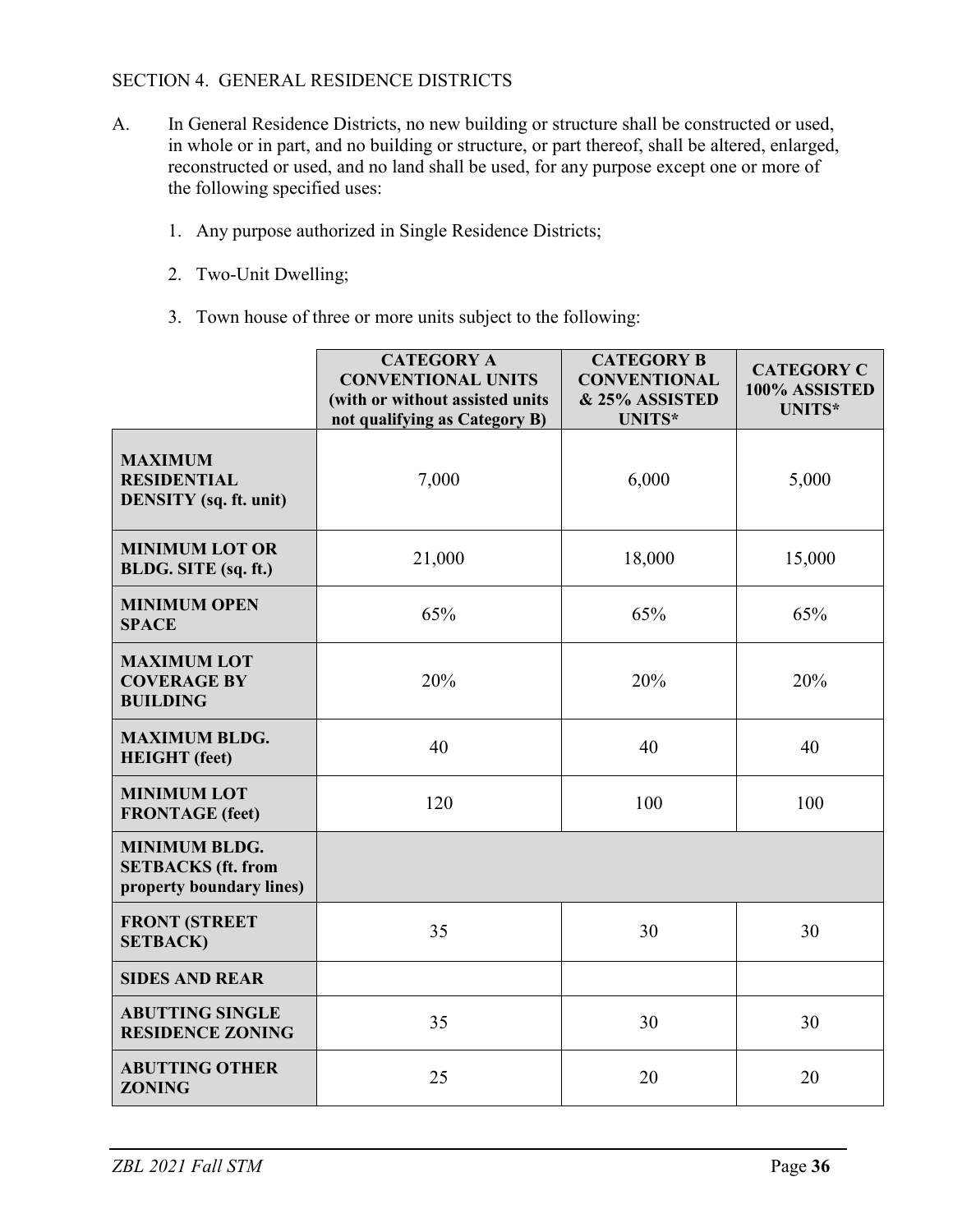## SECTION 4. GENERAL RESIDENCE DISTRICTS

A. In General Residence Districts, no new building or structure shall be constructed or used, in whole or in part, and no building or structure, or part thereof, shall be altered, enlarged, reconstructed or used, and no land shall be used, for any purpose except one or more of the following specified uses:

1. Any purpose authorized in Single Residence Districts;

2. Two-Unit Dwelling;

3. Town house of three or more units subject to the following:

| | **CATEGORY A CONVENTIONAL UNITS (with or without assisted units not qualifying as Category B)** | **CATEGORY B CONVENTIONAL & 25% ASSISTED UNITS*** | **CATEGORY C 100% ASSISTED UNITS*** |
|---|---|---|---|
| **MAXIMUM RESIDENTIAL DENSITY (sq. ft. unit)** | 7,000 | 6,000 | 5,000 |
| **MINIMUM LOT OR BLDG. SITE (sq. ft.)** | 21,000 | 18,000 | 15,000 |
| **MINIMUM OPEN SPACE** | 65% | 65% | 65% |
| **MAXIMUM LOT COVERAGE BY BUILDING** | 20% | 20% | 20% |
| **MAXIMUM BLDG. HEIGHT (feet)** | 40 | 40 | 40 |
| **MINIMUM LOT FRONTAGE (feet)** | 120 | 100 | 100 |
| **MINIMUM BLDG. SETBACKS (ft. from property boundary lines)** | | | |
| **FRONT (STREET SETBACK)** | 35 | 30 | 30 |
| **SIDES AND REAR** | | | |
| **ABUTTING SINGLE RESIDENCE ZONING** | 35 | 30 | 30 |
| **ABUTTING OTHER ZONING** | 25 | 20 | 20 |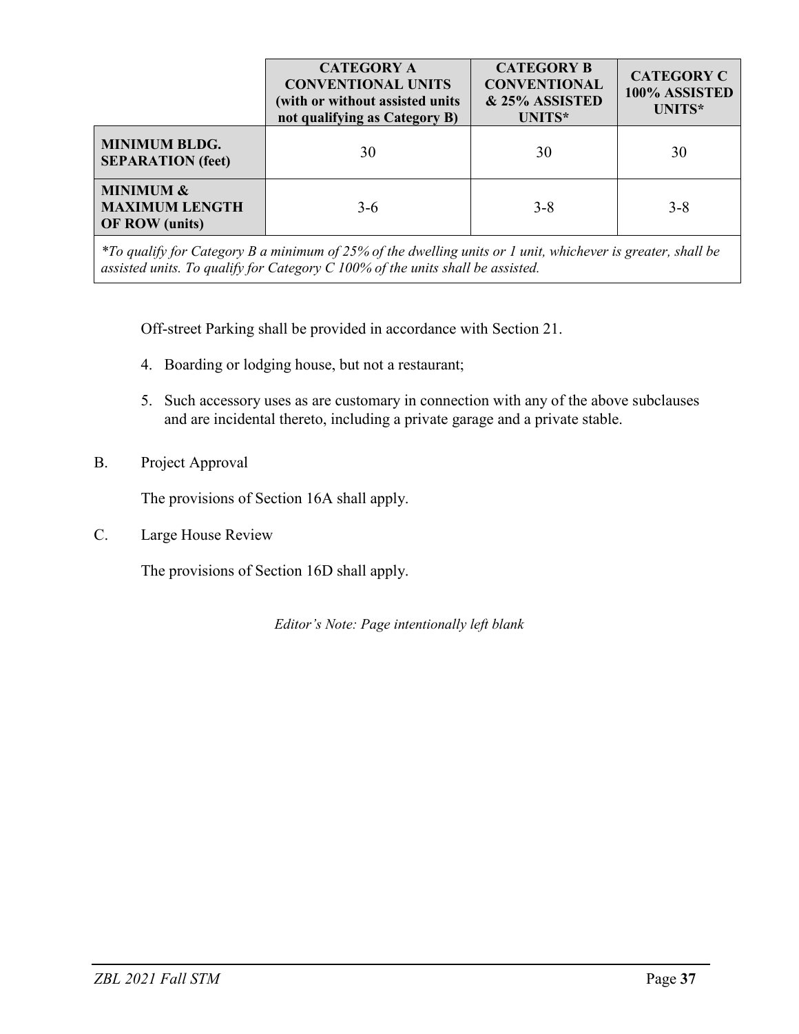| | CATEGORY A CONVENTIONAL UNITS (with or without assisted units not qualifying as Category B) | CATEGORY B CONVENTIONAL & 25% ASSISTED UNITS* | CATEGORY C 100% ASSISTED UNITS* |
|---|---|---|---|
| **MINIMUM BLDG. SEPARATION (feet)** | 30 | 30 | 30 |
| **MINIMUM & MAXIMUM LENGTH OF ROW (units)** | 3-6 | 3-8 | 3-8 |

*\*To qualify for Category B a minimum of 25% of the dwelling units or 1 unit, whichever is greater, shall be assisted units. To qualify for Category C 100% of the units shall be assisted.*

Off-street Parking shall be provided in accordance with Section 21.

4. Boarding or lodging house, but not a restaurant;

5. Such accessory uses as are customary in connection with any of the above subclauses and are incidental thereto, including a private garage and a private stable.

B. Project Approval

The provisions of Section 16A shall apply.

C. Large House Review

The provisions of Section 16D shall apply.

*Editor's Note: Page intentionally left blank*